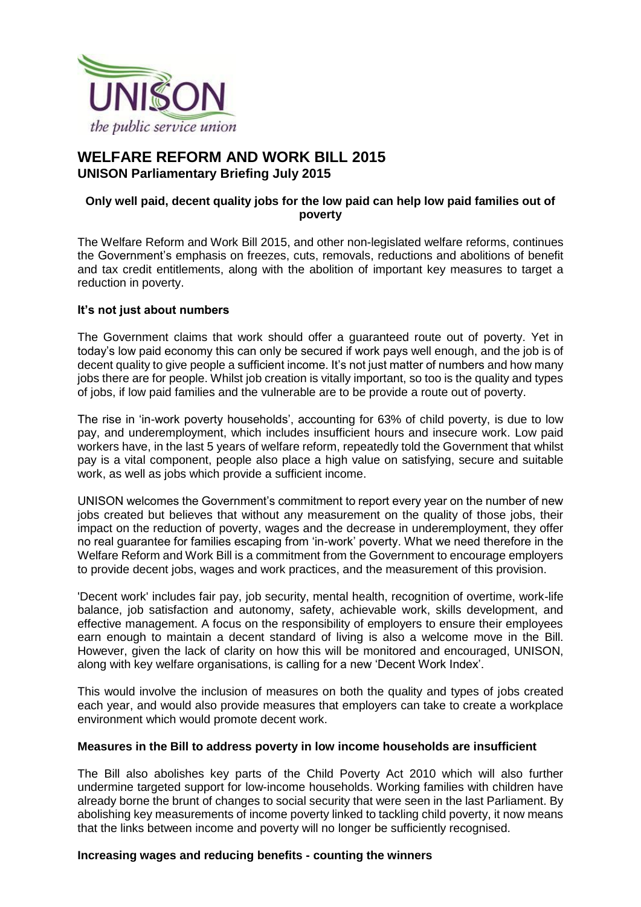# WELFARE REFORM AND WORK BILL 2015

**UNISON Parliamentary Briefing July 2015**

**Only well paid, decent quality jobs for the low paid can help low paid families out of poverty**

The Welfare Reform and Work Bill 2015, and other non-legislated welfare reforms, continues the Government's emphasis on freezes, cuts, removals, reductions and abolitions of benefit and tax credit entitlements, along with the abolition of important key measures to target a reduction in poverty.

## It's not just about numbers

The Government claims that work should offer a guaranteed route out of poverty. Yet in today's low paid economy this can only be secured if work pays well enough, and the job is of decent quality to give people a sufficient income. It's not just matter of numbers and how many jobs there are for people. Whilst job creation is vitally important, so too is the quality and types of jobs, if low paid families and the vulnerable are to be provide a route out of poverty.

The rise in 'in-work poverty households', accounting for 63% of child poverty, is due to low pay, and underemployment, which includes insufficient hours and insecure work. Low paid workers have, in the last 5 years of welfare reform, repeatedly told the Government that whilst pay is a vital component, people also place a high value on satisfying, secure and suitable work, as well as jobs which provide a sufficient income.

UNISON welcomes the Government's commitment to report every year on the number of new jobs created but believes that without any measurement on the quality of those jobs, their impact on the reduction of poverty, wages and the decrease in underemployment, they offer no real guarantee for families escaping from 'in-work' poverty. What we need therefore in the Welfare Reform and Work Bill is a commitment from the Government to encourage employers to provide decent jobs, wages and work practices, and the measurement of this provision.

'Decent work' includes fair pay, job security, mental health, recognition of overtime, work-life balance, job satisfaction and autonomy, safety, achievable work, skills development, and effective management. A focus on the responsibility of employers to ensure their employees earn enough to maintain a decent standard of living is also a welcome move in the Bill. However, given the lack of clarity on how this will be monitored and encouraged, UNISON, along with key welfare organisations, is calling for a new 'Decent Work Index'.

This would involve the inclusion of measures on both the quality and types of jobs created each year, and would also provide measures that employers can take to create a workplace environment which would promote decent work.

## Measures in the Bill to address poverty in low income households are insufficient

The Bill also abolishes key parts of the Child Poverty Act 2010 which will also further undermine targeted support for low-income households. Working families with children have already borne the brunt of changes to social security that were seen in the last Parliament. By abolishing key measurements of income poverty linked to tackling child poverty, it now means that the links between income and poverty will no longer be sufficiently recognised.

## Increasing wages and reducing benefits - counting the winners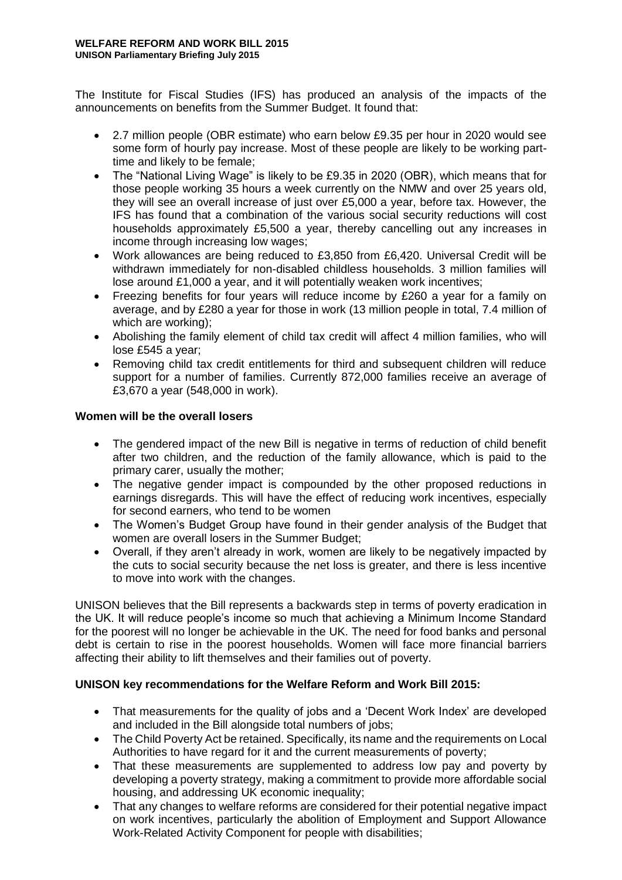The Institute for Fiscal Studies (IFS) has produced an analysis of the impacts of the announcements on benefits from the Summer Budget. It found that:

- 2.7 million people (OBR estimate) who earn below £9.35 per hour in 2020 would see some form of hourly pay increase. Most of these people are likely to be working part-time and likely to be female;
- The "National Living Wage" is likely to be £9.35 in 2020 (OBR), which means that for those people working 35 hours a week currently on the NMW and over 25 years old, they will see an overall increase of just over £5,000 a year, before tax. However, the IFS has found that a combination of the various social security reductions will cost households approximately £5,500 a year, thereby cancelling out any increases in income through increasing low wages;
- Work allowances are being reduced to £3,850 from £6,420. Universal Credit will be withdrawn immediately for non-disabled childless households. 3 million families will lose around £1,000 a year, and it will potentially weaken work incentives;
- Freezing benefits for four years will reduce income by £260 a year for a family on average, and by £280 a year for those in work (13 million people in total, 7.4 million of which are working);
- Abolishing the family element of child tax credit will affect 4 million families, who will lose £545 a year;
- Removing child tax credit entitlements for third and subsequent children will reduce support for a number of families. Currently 872,000 families receive an average of £3,670 a year (548,000 in work).

**Women will be the overall losers**

- The gendered impact of the new Bill is negative in terms of reduction of child benefit after two children, and the reduction of the family allowance, which is paid to the primary carer, usually the mother;
- The negative gender impact is compounded by the other proposed reductions in earnings disregards. This will have the effect of reducing work incentives, especially for second earners, who tend to be women
- The Women's Budget Group have found in their gender analysis of the Budget that women are overall losers in the Summer Budget;
- Overall, if they aren't already in work, women are likely to be negatively impacted by the cuts to social security because the net loss is greater, and there is less incentive to move into work with the changes.

UNISON believes that the Bill represents a backwards step in terms of poverty eradication in the UK. It will reduce people's income so much that achieving a Minimum Income Standard for the poorest will no longer be achievable in the UK. The need for food banks and personal debt is certain to rise in the poorest households. Women will face more financial barriers affecting their ability to lift themselves and their families out of poverty.

**UNISON key recommendations for the Welfare Reform and Work Bill 2015:**

- That measurements for the quality of jobs and a 'Decent Work Index' are developed and included in the Bill alongside total numbers of jobs;
- The Child Poverty Act be retained. Specifically, its name and the requirements on Local Authorities to have regard for it and the current measurements of poverty;
- That these measurements are supplemented to address low pay and poverty by developing a poverty strategy, making a commitment to provide more affordable social housing, and addressing UK economic inequality;
- That any changes to welfare reforms are considered for their potential negative impact on work incentives, particularly the abolition of Employment and Support Allowance Work-Related Activity Component for people with disabilities;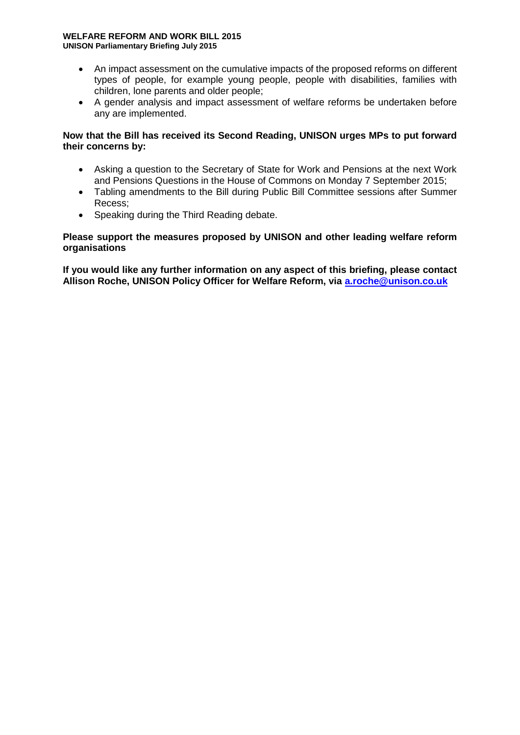- An impact assessment on the cumulative impacts of the proposed reforms on different types of people, for example young people, people with disabilities, families with children, lone parents and older people;
- A gender analysis and impact assessment of welfare reforms be undertaken before any are implemented.

**Now that the Bill has received its Second Reading, UNISON urges MPs to put forward their concerns by:**

- Asking a question to the Secretary of State for Work and Pensions at the next Work and Pensions Questions in the House of Commons on Monday 7 September 2015;
- Tabling amendments to the Bill during Public Bill Committee sessions after Summer Recess;
- Speaking during the Third Reading debate.

**Please support the measures proposed by UNISON and other leading welfare reform organisations**

**If you would like any further information on any aspect of this briefing, please contact Allison Roche, UNISON Policy Officer for Welfare Reform, via [a.roche@unison.co.uk](mailto:a.roche@unison.co.uk)**